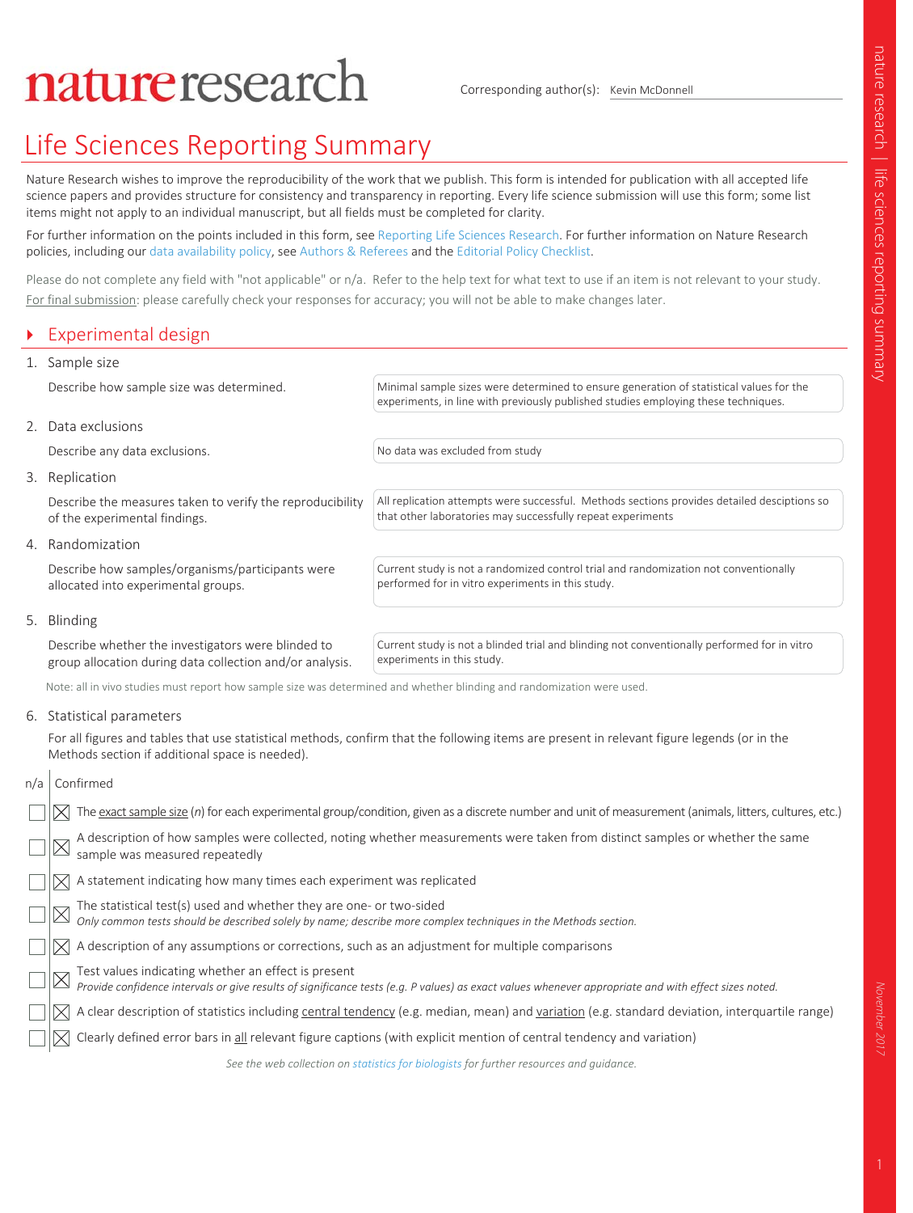# nature research

Corresponding author(s): Kevin McDonnell

## Life Sciences Reporting Summary

Nature Research wishes to improve the reproducibility of the work that we publish. This form is intended for publication with all accepted life science papers and provides structure for consistency and transparency in reporting. Every life science submission will use this form; some list items might not apply to an individual manuscript, but all fields must be completed for clarity.

For further information on the points included in this form, see Reporting Life Sciences Research. For further information on Nature Research policies, including our data availability policy, see Authors & Referees and the Editorial Policy Checklist.

Please do not complete any field with "not applicable" or n/a. Refer to the help text for what text to use if an item is not relevant to your study. For final submission: please carefully check your responses for accuracy; you will not be able to make changes later.

### Experimental design

1. Sample size

Describe how sample size was determined.

Minimal sample sizes were determined to ensure generation of statistical values for the experiments, in line with previously published studies employing these techniques.

2. Data exclusions

Describe any data exclusions.

No data was excluded from study

3. Replication

Describe the measures taken to verify the reproducibility of the experimental findings.

All replication attempts were successful. Methods sections provides detailed desciptions so that other laboratories may successfully repeat experiments

4. Randomization

Describe how samples/organisms/participants were allocated into experimental groups.

Current study is not a randomized control trial and randomization not conventionally performed for in vitro experiments in this study.

5. Blinding

Describe whether the investigators were blinded to group allocation during data collection and/or analysis.

Current study is not a blinded trial and blinding not conventionally performed for in vitro experiments in this study.

Note: all in vivo studies must report how sample size was determined and whether blinding and randomization were used.

6. Statistical parameters

For all figures and tables that use statistical methods, confirm that the following items are present in relevant figure legends (or in the Methods section if additional space is needed).

| n/a | Confirmed | |
|---|---|---|
| ☐ | ☒ | The exact sample size (n) for each experimental group/condition, given as a discrete number and unit of measurement (animals, litters, cultures, etc.) |
| ☐ | ☒ | A description of how samples were collected, noting whether measurements were taken from distinct samples or whether the same sample was measured repeatedly |
| ☐ | ☒ | A statement indicating how many times each experiment was replicated |
| ☐ | ☒ | The statistical test(s) used and whether they are one- or two-sided *Only common tests should be described solely by name; describe more complex techniques in the Methods section.* |
| ☐ | ☒ | A description of any assumptions or corrections, such as an adjustment for multiple comparisons |
| ☐ | ☒ | Test values indicating whether an effect is present *Provide confidence intervals or give results of significance tests (e.g. P values) as exact values whenever appropriate and with effect sizes noted.* |
| ☐ | ☒ | A clear description of statistics including central tendency (e.g. median, mean) and variation (e.g. standard deviation, interquartile range) |
| ☐ | ☒ | Clearly defined error bars in all relevant figure captions (with explicit mention of central tendency and variation) |

*See the web collection on statistics for biologists for further resources and guidance.*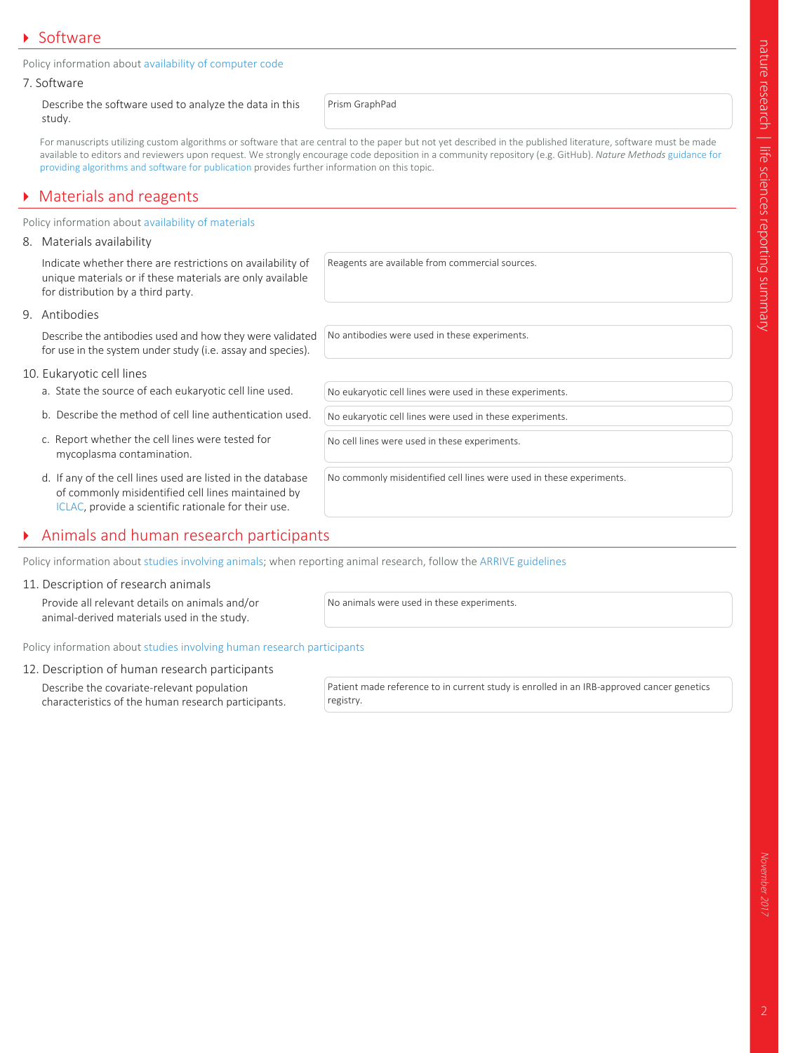## Software

Policy information about availability of computer code

### 7. Software

| | |
|---|---|
| Describe the software used to analyze the data in this study. | Prism GraphPad |

For manuscripts utilizing custom algorithms or software that are central to the paper but not yet described in the published literature, software must be made available to editors and reviewers upon request. We strongly encourage code deposition in a community repository (e.g. GitHub). *Nature Methods* guidance for providing algorithms and software for publication provides further information on this topic.

## Materials and reagents

Policy information about availability of materials

### 8. Materials availability

| | |
|---|---|
| Indicate whether there are restrictions on availability of unique materials or if these materials are only available for distribution by a third party. | Reagents are available from commercial sources. |

### 9. Antibodies

| | |
|---|---|
| Describe the antibodies used and how they were validated for use in the system under study (i.e. assay and species). | No antibodies were used in these experiments. |

### 10. Eukaryotic cell lines

| | |
|---|---|
| a. State the source of each eukaryotic cell line used. | No eukaryotic cell lines were used in these experiments. |
| b. Describe the method of cell line authentication used. | No eukaryotic cell lines were used in these experiments. |
| c. Report whether the cell lines were tested for mycoplasma contamination. | No cell lines were used in these experiments. |
| d. If any of the cell lines used are listed in the database of commonly misidentified cell lines maintained by ICLAC, provide a scientific rationale for their use. | No commonly misidentified cell lines were used in these experiments. |

## Animals and human research participants

Policy information about studies involving animals; when reporting animal research, follow the ARRIVE guidelines

### 11. Description of research animals

| | |
|---|---|
| Provide all relevant details on animals and/or animal-derived materials used in the study. | No animals were used in these experiments. |

Policy information about studies involving human research participants

### 12. Description of human research participants

| | |
|---|---|
| Describe the covariate-relevant population characteristics of the human research participants. | Patient made reference to in current study is enrolled in an IRB-approved cancer genetics registry. |